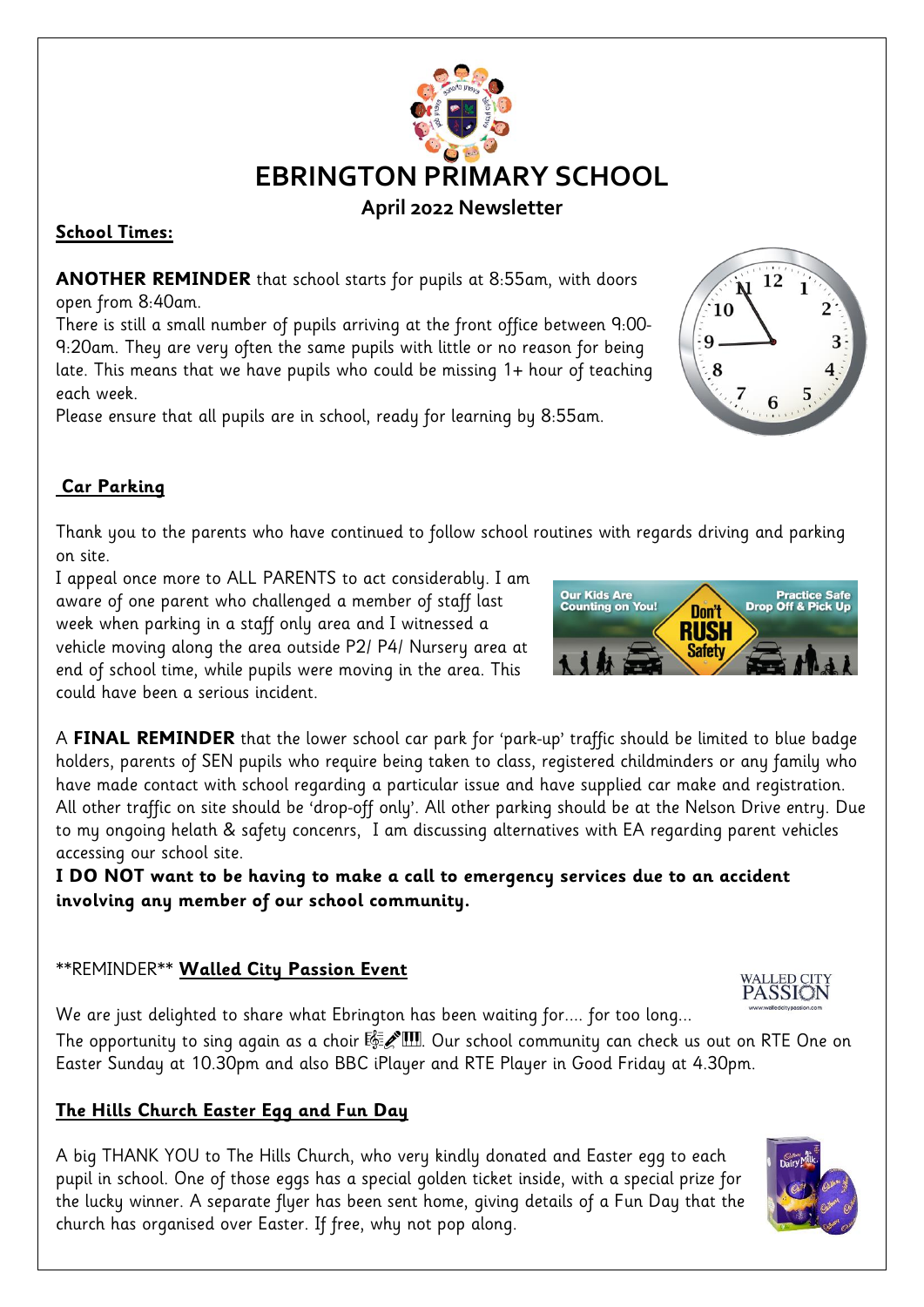# EBRINGTON PRIMARY SCHOOL

## April 2022 Newsletter

**School Times:**

**ANOTHER REMINDER** that school starts for pupils at 8:55am, with doors open from 8:40am.

There is still a small number of pupils arriving at the front office between 9:00-9:20am. They are very often the same pupils with little or no reason for being late. This means that we have pupils who could be missing 1+ hour of teaching each week.

Please ensure that all pupils are in school, ready for learning by 8:55am.

**Car Parking**

Thank you to the parents who have continued to follow school routines with regards driving and parking on site.

I appeal once more to ALL PARENTS to act considerably. I am aware of one parent who challenged a member of staff last week when parking in a staff only area and I witnessed a vehicle moving along the area outside P2/ P4/ Nursery area at end of school time, while pupils were moving in the area. This could have been a serious incident.

A **FINAL REMINDER** that the lower school car park for 'park-up' traffic should be limited to blue badge holders, parents of SEN pupils who require being taken to class, registered childminders or any family who have made contact with school regarding a particular issue and have supplied car make and registration. All other traffic on site should be 'drop-off only'. All other parking should be at the Nelson Drive entry. Due to my ongoing helath & safety concenrs, I am discussing alternatives with EA regarding parent vehicles accessing our school site.

**I DO NOT want to be having to make a call to emergency services due to an accident involving any member of our school community.**

**REMINDER** **Walled City Passion Event**

We are just delighted to share what Ebrington has been waiting for.... for too long...

The opportunity to sing again as a choir 🎼🎤🎹. Our school community can check us out on RTE One on Easter Sunday at 10.30pm and also BBC iPlayer and RTE Player in Good Friday at 4.30pm.

**The Hills Church Easter Egg and Fun Day**

A big THANK YOU to The Hills Church, who very kindly donated and Easter egg to each pupil in school. One of those eggs has a special golden ticket inside, with a special prize for the lucky winner. A separate flyer has been sent home, giving details of a Fun Day that the church has organised over Easter. If free, why not pop along.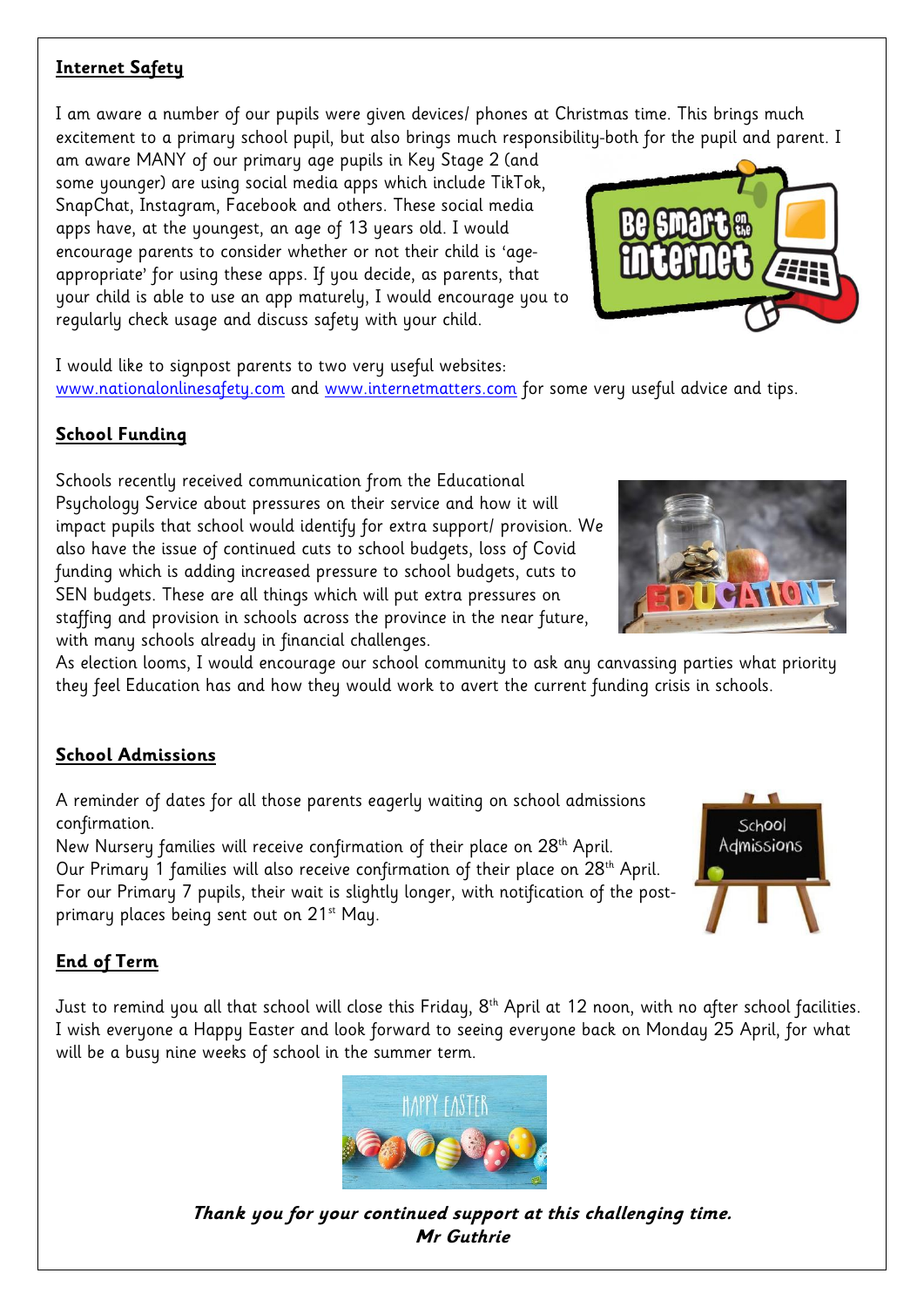## Internet Safety

I am aware a number of our pupils were given devices/ phones at Christmas time. This brings much excitement to a primary school pupil, but also brings much responsibility-both for the pupil and parent. I am aware MANY of our primary age pupils in Key Stage 2 (and some younger) are using social media apps which include TikTok, SnapChat, Instagram, Facebook and others. These social media apps have, at the youngest, an age of 13 years old. I would encourage parents to consider whether or not their child is 'age-appropriate' for using these apps. If you decide, as parents, that your child is able to use an app maturely, I would encourage you to regularly check usage and discuss safety with your child.

I would like to signpost parents to two very useful websites: www.nationalonlinesafety.com and www.internetmatters.com for some very useful advice and tips.

## School Funding

Schools recently received communication from the Educational Psychology Service about pressures on their service and how it will impact pupils that school would identify for extra support/ provision. We also have the issue of continued cuts to school budgets, loss of Covid funding which is adding increased pressure to school budgets, cuts to SEN budgets. These are all things which will put extra pressures on staffing and provision in schools across the province in the near future, with many schools already in financial challenges.

As election looms, I would encourage our school community to ask any canvassing parties what priority they feel Education has and how they would work to avert the current funding crisis in schools.

## School Admissions

A reminder of dates for all those parents eagerly waiting on school admissions confirmation.

New Nursery families will receive confirmation of their place on 28th April.

Our Primary 1 families will also receive confirmation of their place on 28th April.

For our Primary 7 pupils, their wait is slightly longer, with notification of the post-primary places being sent out on 21st May.

## End of Term

Just to remind you all that school will close this Friday, 8th April at 12 noon, with no after school facilities. I wish everyone a Happy Easter and look forward to seeing everyone back on Monday 25 April, for what will be a busy nine weeks of school in the summer term.

***Thank you for your continued support at this challenging time.***
***Mr Guthrie***